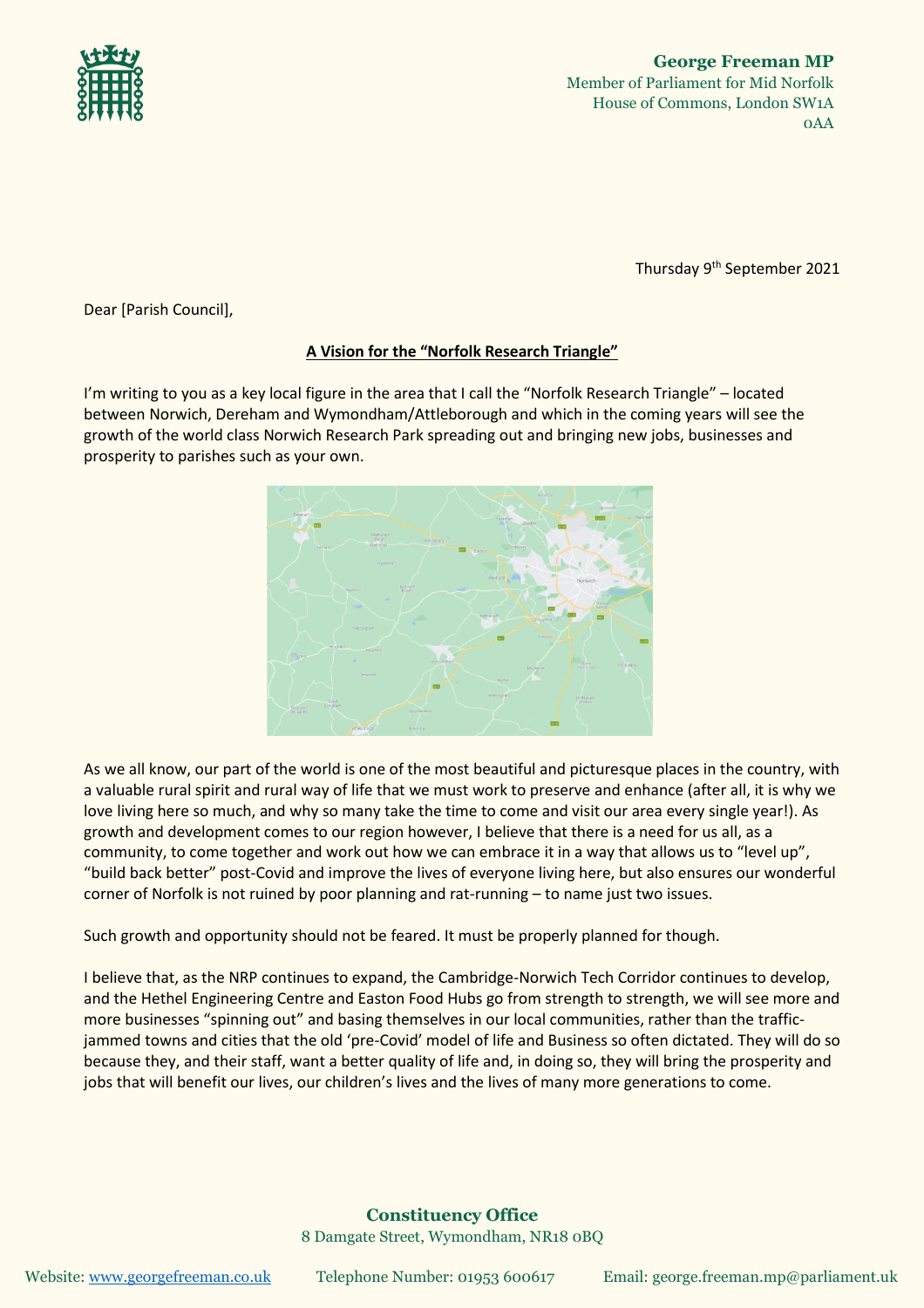**George Freeman MP**
Member of Parliament for Mid Norfolk
House of Commons, London SW1A 0AA

Thursday 9th September 2021

Dear [Parish Council],

**A Vision for the "Norfolk Research Triangle"**

I'm writing to you as a key local figure in the area that I call the "Norfolk Research Triangle" – located between Norwich, Dereham and Wymondham/Attleborough and which in the coming years will see the growth of the world class Norwich Research Park spreading out and bringing new jobs, businesses and prosperity to parishes such as your own.

As we all know, our part of the world is one of the most beautiful and picturesque places in the country, with a valuable rural spirit and rural way of life that we must work to preserve and enhance (after all, it is why we love living here so much, and why so many take the time to come and visit our area every single year!). As growth and development comes to our region however, I believe that there is a need for us all, as a community, to come together and work out how we can embrace it in a way that allows us to "level up", "build back better" post-Covid and improve the lives of everyone living here, but also ensures our wonderful corner of Norfolk is not ruined by poor planning and rat-running – to name just two issues.

Such growth and opportunity should not be feared. It must be properly planned for though.

I believe that, as the NRP continues to expand, the Cambridge-Norwich Tech Corridor continues to develop, and the Hethel Engineering Centre and Easton Food Hubs go from strength to strength, we will see more and more businesses "spinning out" and basing themselves in our local communities, rather than the traffic-jammed towns and cities that the old 'pre-Covid' model of life and Business so often dictated. They will do so because they, and their staff, want a better quality of life and, in doing so, they will bring the prosperity and jobs that will benefit our lives, our children's lives and the lives of many more generations to come.

**Constituency Office**
8 Damgate Street, Wymondham, NR18 0BQ

Website: www.georgefreeman.co.uk Telephone Number: 01953 600617 Email: george.freeman.mp@parliament.uk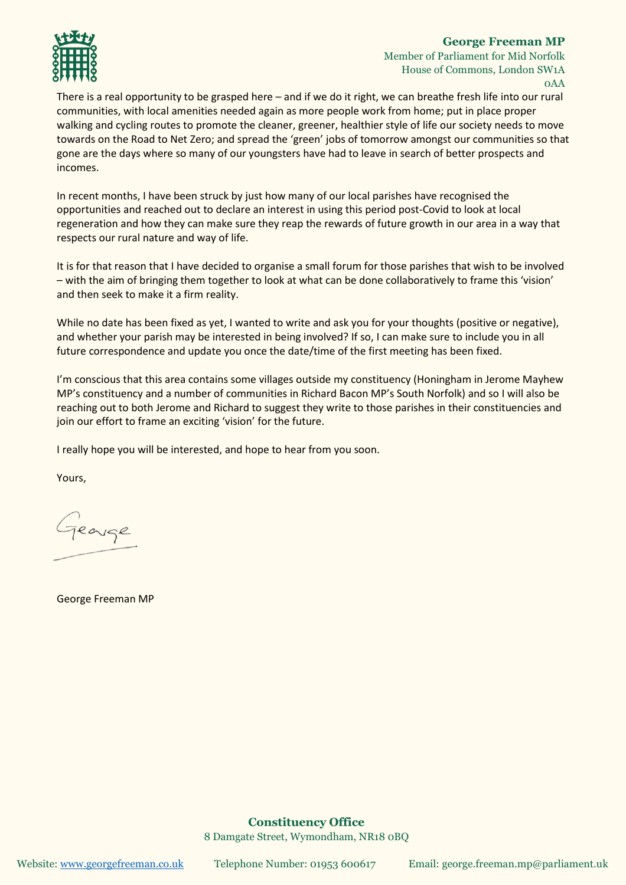There is a real opportunity to be grasped here – and if we do it right, we can breathe fresh life into our rural communities, with local amenities needed again as more people work from home; put in place proper walking and cycling routes to promote the cleaner, greener, healthier style of life our society needs to move towards on the Road to Net Zero; and spread the 'green' jobs of tomorrow amongst our communities so that gone are the days where so many of our youngsters have had to leave in search of better prospects and incomes.

In recent months, I have been struck by just how many of our local parishes have recognised the opportunities and reached out to declare an interest in using this period post-Covid to look at local regeneration and how they can make sure they reap the rewards of future growth in our area in a way that respects our rural nature and way of life.

It is for that reason that I have decided to organise a small forum for those parishes that wish to be involved – with the aim of bringing them together to look at what can be done collaboratively to frame this 'vision' and then seek to make it a firm reality.

While no date has been fixed as yet, I wanted to write and ask you for your thoughts (positive or negative), and whether your parish may be interested in being involved? If so, I can make sure to include you in all future correspondence and update you once the date/time of the first meeting has been fixed.

I'm conscious that this area contains some villages outside my constituency (Honingham in Jerome Mayhew MP's constituency and a number of communities in Richard Bacon MP's South Norfolk) and so I will also be reaching out to both Jerome and Richard to suggest they write to those parishes in their constituencies and join our effort to frame an exciting 'vision' for the future.

I really hope you will be interested, and hope to hear from you soon.

Yours,

George

George Freeman MP